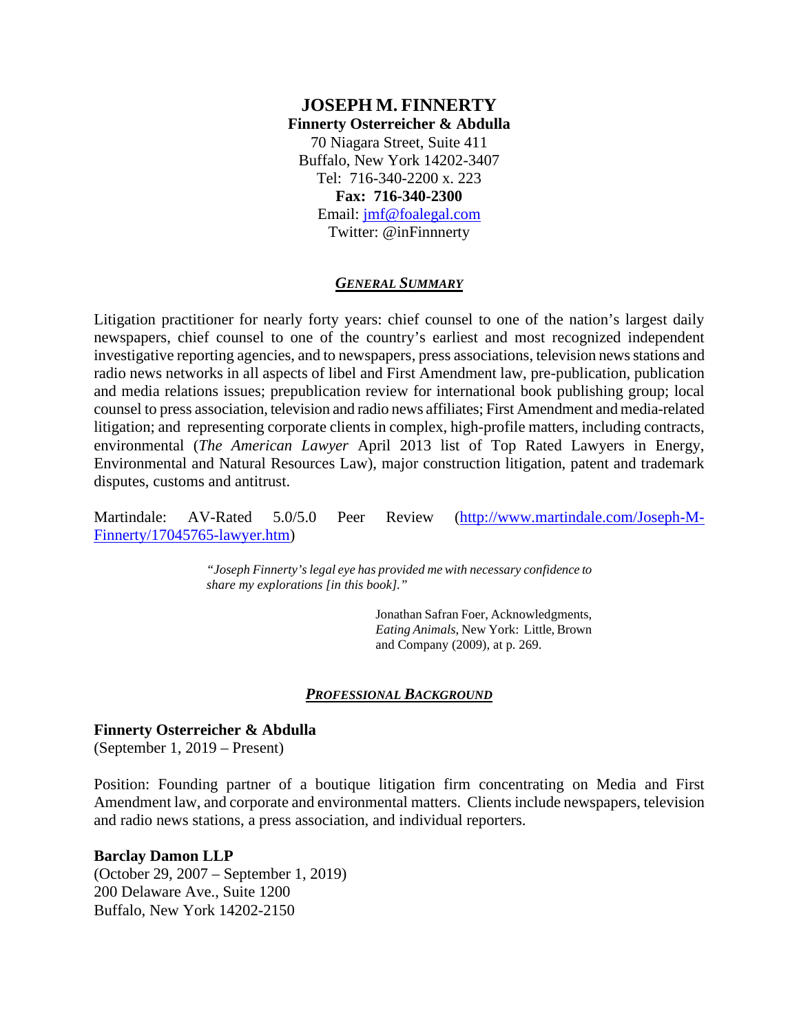# JOSEPH M. FINNERTY

**Finnerty Osterreicher & Abdulla**
70 Niagara Street, Suite 411
Buffalo, New York 14202-3407
Tel: 716-340-2200 x. 223
**Fax: 716-340-2300**
Email: jmf@foalegal.com
Twitter: @inFinnnerty

## ***GENERAL SUMMARY***

Litigation practitioner for nearly forty years: chief counsel to one of the nation's largest daily newspapers, chief counsel to one of the country's earliest and most recognized independent investigative reporting agencies, and to newspapers, press associations, television news stations and radio news networks in all aspects of libel and First Amendment law, pre-publication, publication and media relations issues; prepublication review for international book publishing group; local counsel to press association, television and radio news affiliates; First Amendment and media-related litigation; and representing corporate clients in complex, high-profile matters, including contracts, environmental (*The American Lawyer* April 2013 list of Top Rated Lawyers in Energy, Environmental and Natural Resources Law), major construction litigation, patent and trademark disputes, customs and antitrust.

Martindale: AV-Rated 5.0/5.0 Peer Review (http://www.martindale.com/Joseph-M-Finnerty/17045765-lawyer.htm)

> *"Joseph Finnerty's legal eye has provided me with necessary confidence to share my explorations [in this book]."*
>
> Jonathan Safran Foer, Acknowledgments, *Eating Animals*, New York: Little, Brown and Company (2009), at p. 269.

## ***PROFESSIONAL BACKGROUND***

**Finnerty Osterreicher & Abdulla**
(September 1, 2019 – Present)

Position: Founding partner of a boutique litigation firm concentrating on Media and First Amendment law, and corporate and environmental matters. Clients include newspapers, television and radio news stations, a press association, and individual reporters.

**Barclay Damon LLP**
(October 29, 2007 – September 1, 2019)
200 Delaware Ave., Suite 1200
Buffalo, New York 14202-2150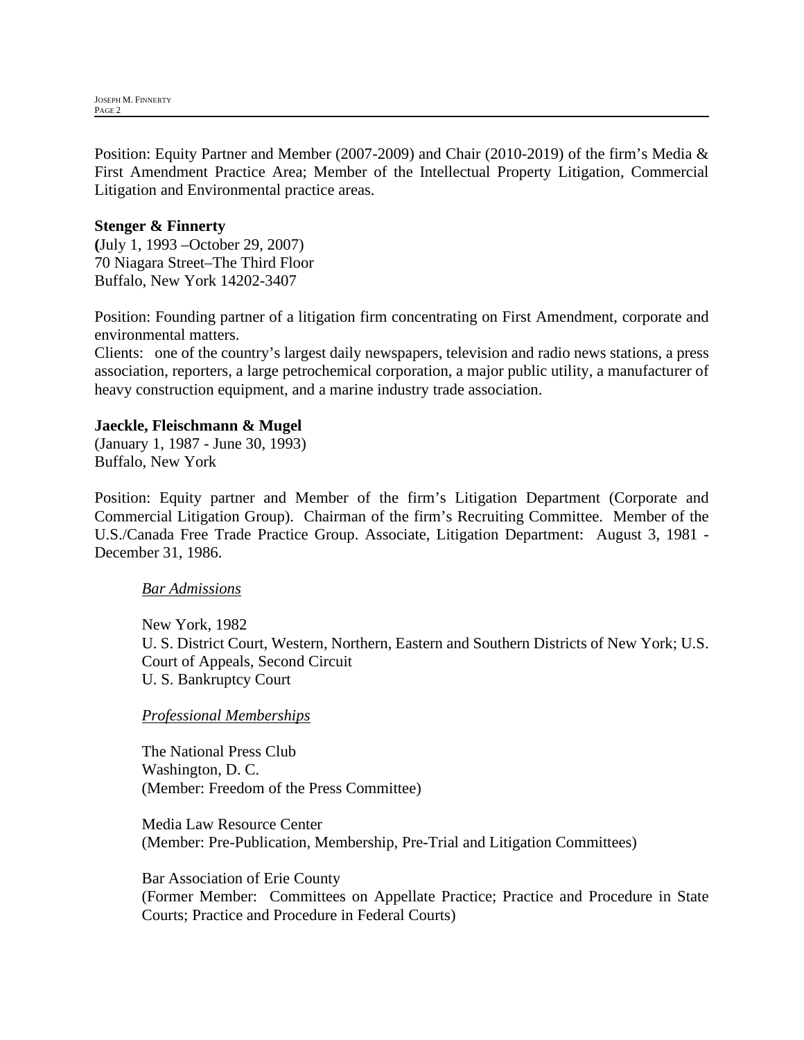Position: Equity Partner and Member (2007-2009) and Chair (2010-2019) of the firm's Media & First Amendment Practice Area; Member of the Intellectual Property Litigation, Commercial Litigation and Environmental practice areas.

**Stenger & Finnerty**
**(**July 1, 1993 –October 29, 2007)
70 Niagara Street–The Third Floor
Buffalo, New York 14202-3407

Position: Founding partner of a litigation firm concentrating on First Amendment, corporate and environmental matters.
Clients: one of the country's largest daily newspapers, television and radio news stations, a press association, reporters, a large petrochemical corporation, a major public utility, a manufacturer of heavy construction equipment, and a marine industry trade association.

**Jaeckle, Fleischmann & Mugel**
(January 1, 1987 - June 30, 1993)
Buffalo, New York

Position: Equity partner and Member of the firm's Litigation Department (Corporate and Commercial Litigation Group). Chairman of the firm's Recruiting Committee. Member of the U.S./Canada Free Trade Practice Group. Associate, Litigation Department: August 3, 1981 - December 31, 1986.

*Bar Admissions*

New York, 1982
U. S. District Court, Western, Northern, Eastern and Southern Districts of New York; U.S. Court of Appeals, Second Circuit
U. S. Bankruptcy Court

*Professional Memberships*

The National Press Club
Washington, D. C.
(Member: Freedom of the Press Committee)

Media Law Resource Center
(Member: Pre-Publication, Membership, Pre-Trial and Litigation Committees)

Bar Association of Erie County
(Former Member: Committees on Appellate Practice; Practice and Procedure in State Courts; Practice and Procedure in Federal Courts)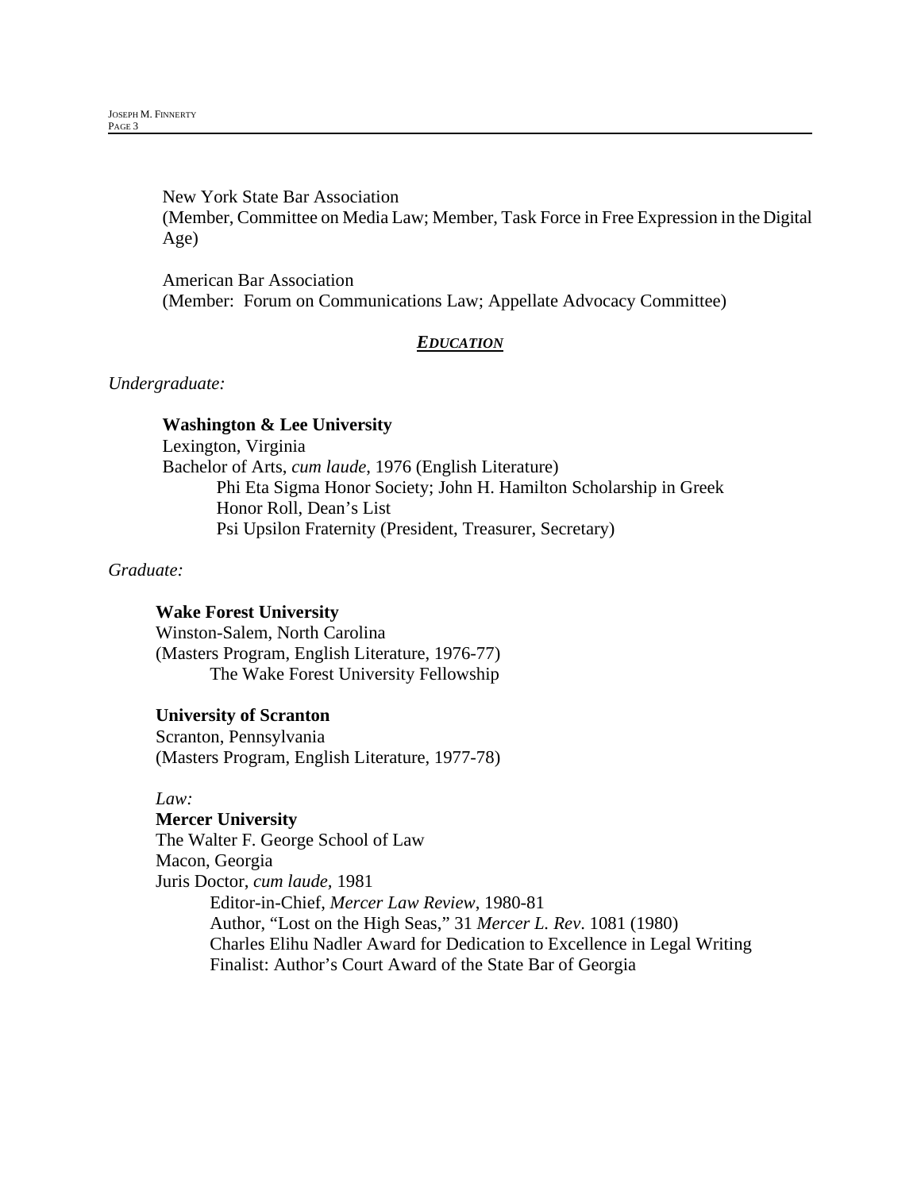New York State Bar Association
(Member, Committee on Media Law; Member, Task Force in Free Expression in the Digital Age)

American Bar Association
(Member: Forum on Communications Law; Appellate Advocacy Committee)

## ***EDUCATION***

*Undergraduate:*

**Washington & Lee University**
Lexington, Virginia
Bachelor of Arts, *cum laude*, 1976 (English Literature)
- Phi Eta Sigma Honor Society; John H. Hamilton Scholarship in Greek
- Honor Roll, Dean's List
- Psi Upsilon Fraternity (President, Treasurer, Secretary)

*Graduate:*

**Wake Forest University**
Winston-Salem, North Carolina
(Masters Program, English Literature, 1976-77)
- The Wake Forest University Fellowship

**University of Scranton**
Scranton, Pennsylvania
(Masters Program, English Literature, 1977-78)

*Law:*

**Mercer University**
The Walter F. George School of Law
Macon, Georgia
Juris Doctor, *cum laude,* 1981
- Editor-in-Chief, *Mercer Law Review*, 1980-81
- Author, "Lost on the High Seas," 31 *Mercer L. Rev*. 1081 (1980)
- Charles Elihu Nadler Award for Dedication to Excellence in Legal Writing
- Finalist: Author's Court Award of the State Bar of Georgia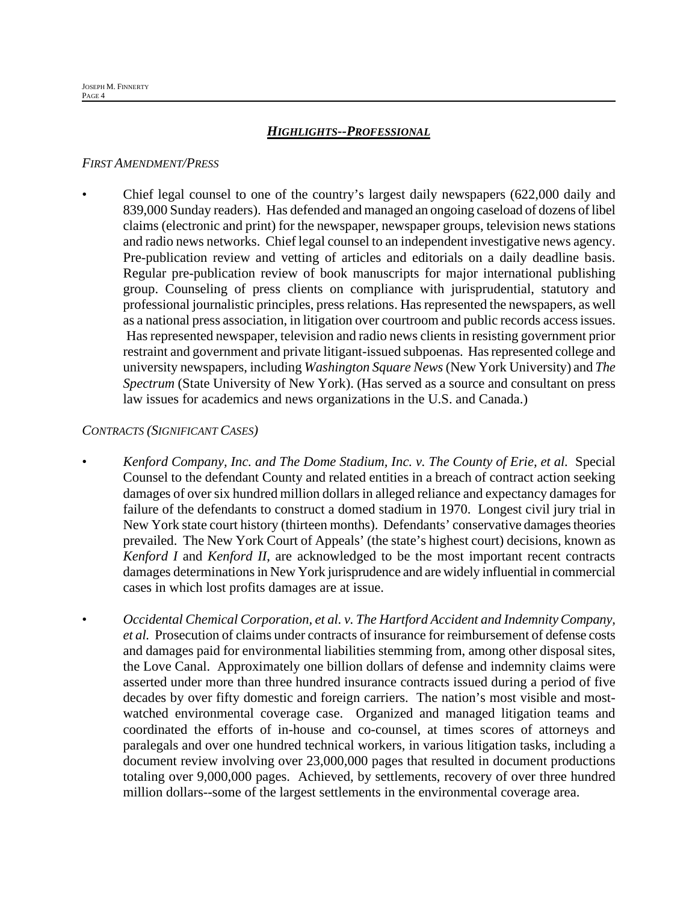## ***HIGHLIGHTS--PROFESSIONAL***

*FIRST AMENDMENT/PRESS*

- Chief legal counsel to one of the country's largest daily newspapers (622,000 daily and 839,000 Sunday readers). Has defended and managed an ongoing caseload of dozens of libel claims (electronic and print) for the newspaper, newspaper groups, television news stations and radio news networks. Chief legal counsel to an independent investigative news agency. Pre-publication review and vetting of articles and editorials on a daily deadline basis. Regular pre-publication review of book manuscripts for major international publishing group. Counseling of press clients on compliance with jurisprudential, statutory and professional journalistic principles, press relations. Has represented the newspapers, as well as a national press association, in litigation over courtroom and public records access issues. Has represented newspaper, television and radio news clients in resisting government prior restraint and government and private litigant-issued subpoenas. Has represented college and university newspapers, including *Washington Square News* (New York University) and *The Spectrum* (State University of New York). (Has served as a source and consultant on press law issues for academics and news organizations in the U.S. and Canada.)

*CONTRACTS (SIGNIFICANT CASES)*

- *Kenford Company, Inc. and The Dome Stadium, Inc. v. The County of Erie, et al.* Special Counsel to the defendant County and related entities in a breach of contract action seeking damages of over six hundred million dollars in alleged reliance and expectancy damages for failure of the defendants to construct a domed stadium in 1970. Longest civil jury trial in New York state court history (thirteen months). Defendants' conservative damages theories prevailed. The New York Court of Appeals' (the state's highest court) decisions, known as *Kenford I* and *Kenford II*, are acknowledged to be the most important recent contracts damages determinations in New York jurisprudence and are widely influential in commercial cases in which lost profits damages are at issue.

- *Occidental Chemical Corporation, et al. v. The Hartford Accident and Indemnity Company, et al.* Prosecution of claims under contracts of insurance for reimbursement of defense costs and damages paid for environmental liabilities stemming from, among other disposal sites, the Love Canal. Approximately one billion dollars of defense and indemnity claims were asserted under more than three hundred insurance contracts issued during a period of five decades by over fifty domestic and foreign carriers. The nation's most visible and most-watched environmental coverage case. Organized and managed litigation teams and coordinated the efforts of in-house and co-counsel, at times scores of attorneys and paralegals and over one hundred technical workers, in various litigation tasks, including a document review involving over 23,000,000 pages that resulted in document productions totaling over 9,000,000 pages. Achieved, by settlements, recovery of over three hundred million dollars--some of the largest settlements in the environmental coverage area.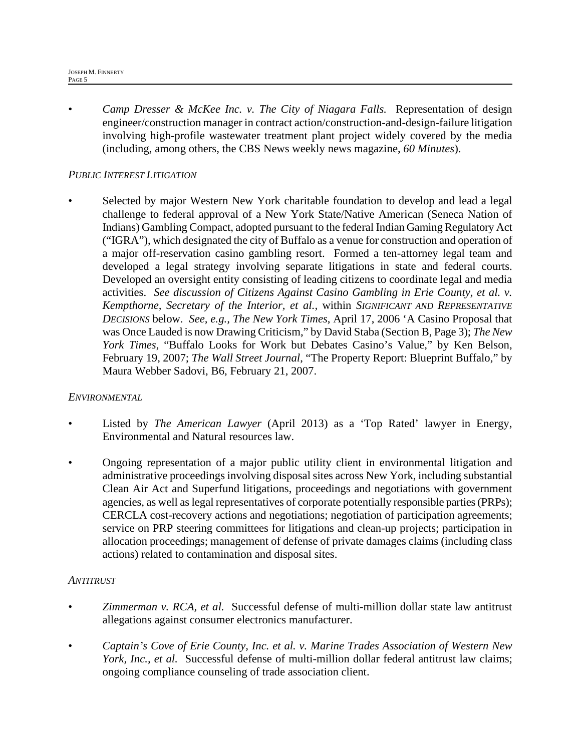- *Camp Dresser & McKee Inc. v. The City of Niagara Falls.* Representation of design engineer/construction manager in contract action/construction-and-design-failure litigation involving high-profile wastewater treatment plant project widely covered by the media (including, among others, the CBS News weekly news magazine, *60 Minutes*).

*PUBLIC INTEREST LITIGATION*

- Selected by major Western New York charitable foundation to develop and lead a legal challenge to federal approval of a New York State/Native American (Seneca Nation of Indians) Gambling Compact, adopted pursuant to the federal Indian Gaming Regulatory Act ("IGRA"), which designated the city of Buffalo as a venue for construction and operation of a major off-reservation casino gambling resort. Formed a ten-attorney legal team and developed a legal strategy involving separate litigations in state and federal courts. Developed an oversight entity consisting of leading citizens to coordinate legal and media activities. *See discussion of Citizens Against Casino Gambling in Erie County, et al. v. Kempthorne, Secretary of the Interior, et al.,* within *SIGNIFICANT AND REPRESENTATIVE DECISIONS* below. *See, e.g., The New York Times*, April 17, 2006 'A Casino Proposal that was Once Lauded is now Drawing Criticism," by David Staba (Section B, Page 3); *The New York Times*, "Buffalo Looks for Work but Debates Casino's Value," by Ken Belson, February 19, 2007; *The Wall Street Journal*, "The Property Report: Blueprint Buffalo," by Maura Webber Sadovi, B6, February 21, 2007.

*ENVIRONMENTAL*

- Listed by *The American Lawyer* (April 2013) as a 'Top Rated' lawyer in Energy, Environmental and Natural resources law.

- Ongoing representation of a major public utility client in environmental litigation and administrative proceedings involving disposal sites across New York, including substantial Clean Air Act and Superfund litigations, proceedings and negotiations with government agencies, as well as legal representatives of corporate potentially responsible parties (PRPs); CERCLA cost-recovery actions and negotiations; negotiation of participation agreements; service on PRP steering committees for litigations and clean-up projects; participation in allocation proceedings; management of defense of private damages claims (including class actions) related to contamination and disposal sites.

*ANTITRUST*

- *Zimmerman v. RCA, et al.* Successful defense of multi-million dollar state law antitrust allegations against consumer electronics manufacturer.

- *Captain's Cove of Erie County, Inc. et al. v. Marine Trades Association of Western New York, Inc., et al.* Successful defense of multi-million dollar federal antitrust law claims; ongoing compliance counseling of trade association client.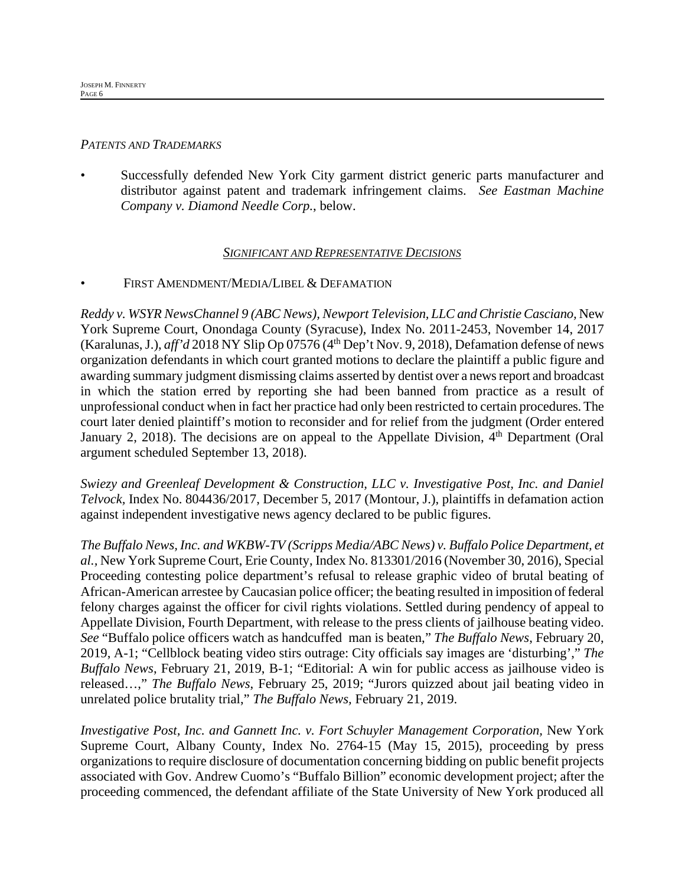*PATENTS AND TRADEMARKS*

- Successfully defended New York City garment district generic parts manufacturer and distributor against patent and trademark infringement claims. *See Eastman Machine Company v. Diamond Needle Corp.*, below.

## *SIGNIFICANT AND REPRESENTATIVE DECISIONS*

- FIRST AMENDMENT/MEDIA/LIBEL & DEFAMATION

*Reddy v. WSYR NewsChannel 9 (ABC News), Newport Television, LLC and Christie Casciano*, New York Supreme Court, Onondaga County (Syracuse), Index No. 2011-2453, November 14, 2017 (Karalunas, J.), *aff'd* 2018 NY Slip Op 07576 (4th Dep't Nov. 9, 2018), Defamation defense of news organization defendants in which court granted motions to declare the plaintiff a public figure and awarding summary judgment dismissing claims asserted by dentist over a news report and broadcast in which the station erred by reporting she had been banned from practice as a result of unprofessional conduct when in fact her practice had only been restricted to certain procedures. The court later denied plaintiff's motion to reconsider and for relief from the judgment (Order entered January 2, 2018). The decisions are on appeal to the Appellate Division, 4th Department (Oral argument scheduled September 13, 2018).

*Swiezy and Greenleaf Development & Construction, LLC v. Investigative Post, Inc. and Daniel Telvock*, Index No. 804436/2017, December 5, 2017 (Montour, J.), plaintiffs in defamation action against independent investigative news agency declared to be public figures.

*The Buffalo News, Inc. and WKBW-TV (Scripps Media/ABC News) v. Buffalo Police Department, et al.*, New York Supreme Court, Erie County, Index No. 813301/2016 (November 30, 2016), Special Proceeding contesting police department's refusal to release graphic video of brutal beating of African-American arrestee by Caucasian police officer; the beating resulted in imposition of federal felony charges against the officer for civil rights violations. Settled during pendency of appeal to Appellate Division, Fourth Department, with release to the press clients of jailhouse beating video. *See* "Buffalo police officers watch as handcuffed man is beaten," *The Buffalo News*, February 20, 2019, A-1; "Cellblock beating video stirs outrage: City officials say images are 'disturbing'," *The Buffalo News*, February 21, 2019, B-1; "Editorial: A win for public access as jailhouse video is released…," *The Buffalo News*, February 25, 2019; "Jurors quizzed about jail beating video in unrelated police brutality trial," *The Buffalo News,* February 21, 2019.

*Investigative Post, Inc. and Gannett Inc. v. Fort Schuyler Management Corporation*, New York Supreme Court, Albany County, Index No. 2764-15 (May 15, 2015), proceeding by press organizations to require disclosure of documentation concerning bidding on public benefit projects associated with Gov. Andrew Cuomo's "Buffalo Billion" economic development project; after the proceeding commenced, the defendant affiliate of the State University of New York produced all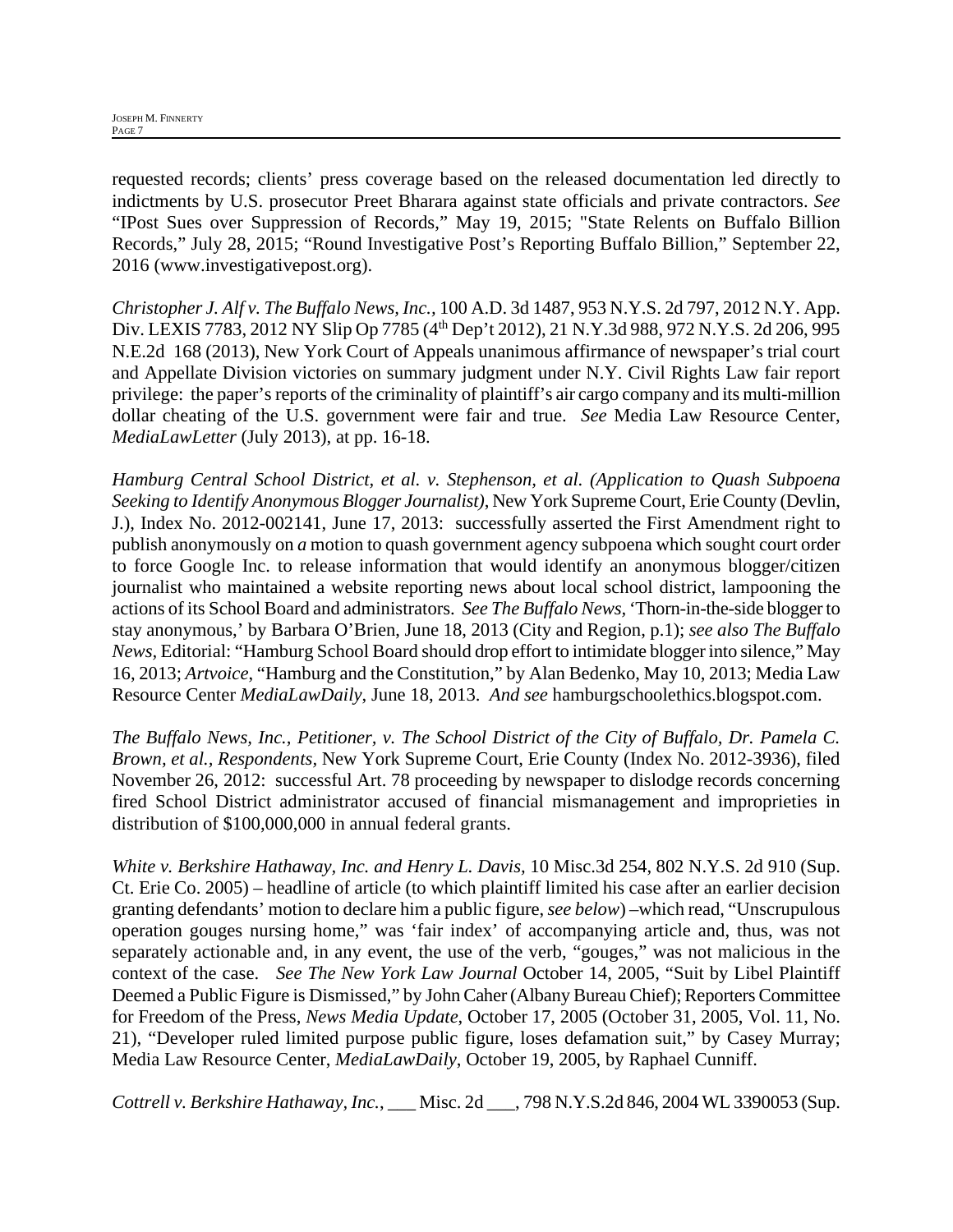requested records; clients' press coverage based on the released documentation led directly to indictments by U.S. prosecutor Preet Bharara against state officials and private contractors. *See* "IPost Sues over Suppression of Records," May 19, 2015; "State Relents on Buffalo Billion Records," July 28, 2015; "Round Investigative Post's Reporting Buffalo Billion," September 22, 2016 (www.investigativepost.org).

*Christopher J. Alf v. The Buffalo News, Inc.*, 100 A.D. 3d 1487, 953 N.Y.S. 2d 797, 2012 N.Y. App. Div. LEXIS 7783, 2012 NY Slip Op 7785 (4th Dep't 2012), 21 N.Y.3d 988, 972 N.Y.S. 2d 206, 995 N.E.2d 168 (2013), New York Court of Appeals unanimous affirmance of newspaper's trial court and Appellate Division victories on summary judgment under N.Y. Civil Rights Law fair report privilege: the paper's reports of the criminality of plaintiff's air cargo company and its multi-million dollar cheating of the U.S. government were fair and true. *See* Media Law Resource Center, *MediaLawLetter* (July 2013), at pp. 16-18.

*Hamburg Central School District, et al. v. Stephenson, et al. (Application to Quash Subpoena Seeking to Identify Anonymous Blogger Journalist)*, New York Supreme Court, Erie County (Devlin, J.), Index No. 2012-002141, June 17, 2013: successfully asserted the First Amendment right to publish anonymously on *a* motion to quash government agency subpoena which sought court order to force Google Inc. to release information that would identify an anonymous blogger/citizen journalist who maintained a website reporting news about local school district, lampooning the actions of its School Board and administrators. *See The Buffalo News*, 'Thorn-in-the-side blogger to stay anonymous,' by Barbara O'Brien, June 18, 2013 (City and Region, p.1); *see also The Buffalo News*, Editorial: "Hamburg School Board should drop effort to intimidate blogger into silence," May 16, 2013; *Artvoice*, "Hamburg and the Constitution," by Alan Bedenko, May 10, 2013; Media Law Resource Center *MediaLawDaily*, June 18, 2013. *And see* hamburgschoolethics.blogspot.com.

*The Buffalo News, Inc., Petitioner, v. The School District of the City of Buffalo, Dr. Pamela C. Brown, et al., Respondents*, New York Supreme Court, Erie County (Index No. 2012-3936), filed November 26, 2012: successful Art. 78 proceeding by newspaper to dislodge records concerning fired School District administrator accused of financial mismanagement and improprieties in distribution of $100,000,000 in annual federal grants.

*White v. Berkshire Hathaway, Inc. and Henry L. Davis*, 10 Misc.3d 254, 802 N.Y.S. 2d 910 (Sup. Ct. Erie Co. 2005) – headline of article (to which plaintiff limited his case after an earlier decision granting defendants' motion to declare him a public figure, *see below*) –which read, "Unscrupulous operation gouges nursing home," was 'fair index' of accompanying article and, thus, was not separately actionable and, in any event, the use of the verb, "gouges," was not malicious in the context of the case. *See The New York Law Journal* October 14, 2005, "Suit by Libel Plaintiff Deemed a Public Figure is Dismissed," by John Caher (Albany Bureau Chief); Reporters Committee for Freedom of the Press, *News Media Update*, October 17, 2005 (October 31, 2005, Vol. 11, No. 21), "Developer ruled limited purpose public figure, loses defamation suit," by Casey Murray; Media Law Resource Center, *MediaLawDaily*, October 19, 2005, by Raphael Cunniff.

*Cottrell v. Berkshire Hathaway, Inc.*, ___ Misc. 2d ___, 798 N.Y.S.2d 846, 2004 WL 3390053 (Sup.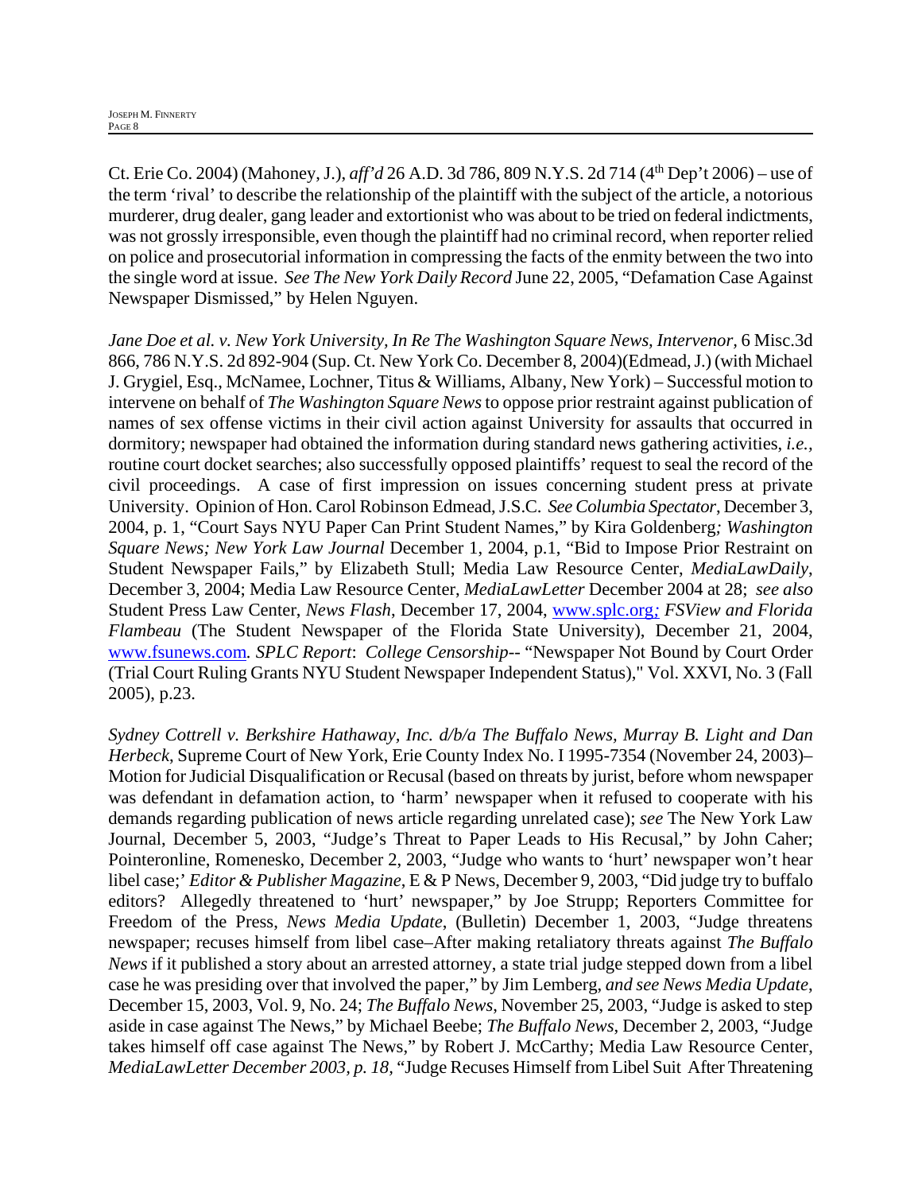Ct. Erie Co. 2004) (Mahoney, J.), *aff'd* 26 A.D. 3d 786, 809 N.Y.S. 2d 714 (4th Dep't 2006) – use of the term 'rival' to describe the relationship of the plaintiff with the subject of the article, a notorious murderer, drug dealer, gang leader and extortionist who was about to be tried on federal indictments, was not grossly irresponsible, even though the plaintiff had no criminal record, when reporter relied on police and prosecutorial information in compressing the facts of the enmity between the two into the single word at issue. *See The New York Daily Record* June 22, 2005, "Defamation Case Against Newspaper Dismissed," by Helen Nguyen.

*Jane Doe et al. v. New York University, In Re The Washington Square News, Intervenor*, 6 Misc.3d 866, 786 N.Y.S. 2d 892-904 (Sup. Ct. New York Co. December 8, 2004)(Edmead, J.) (with Michael J. Grygiel, Esq., McNamee, Lochner, Titus & Williams, Albany, New York) – Successful motion to intervene on behalf of *The Washington Square News* to oppose prior restraint against publication of names of sex offense victims in their civil action against University for assaults that occurred in dormitory; newspaper had obtained the information during standard news gathering activities, *i.e.*, routine court docket searches; also successfully opposed plaintiffs' request to seal the record of the civil proceedings. A case of first impression on issues concerning student press at private University. Opinion of Hon. Carol Robinson Edmead, J.S.C. *See Columbia Spectator*, December 3, 2004, p. 1, "Court Says NYU Paper Can Print Student Names," by Kira Goldenberg*; Washington Square News; New York Law Journal* December 1, 2004, p.1, "Bid to Impose Prior Restraint on Student Newspaper Fails," by Elizabeth Stull; Media Law Resource Center, *MediaLawDaily*, December 3, 2004; Media Law Resource Center, *MediaLawLetter* December 2004 at 28; *see also* Student Press Law Center, *News Flash*, December 17, 2004, www.splc.org*; FSView and Florida Flambeau* (The Student Newspaper of the Florida State University), December 21, 2004, www.fsunews.com*. SPLC Report*: *College Censorship*-- "Newspaper Not Bound by Court Order (Trial Court Ruling Grants NYU Student Newspaper Independent Status)," Vol. XXVI, No. 3 (Fall 2005), p.23.

*Sydney Cottrell v. Berkshire Hathaway, Inc. d/b/a The Buffalo News, Murray B. Light and Dan Herbeck*, Supreme Court of New York, Erie County Index No. I 1995-7354 (November 24, 2003)– Motion for Judicial Disqualification or Recusal (based on threats by jurist, before whom newspaper was defendant in defamation action, to 'harm' newspaper when it refused to cooperate with his demands regarding publication of news article regarding unrelated case); *see* The New York Law Journal, December 5, 2003, "Judge's Threat to Paper Leads to His Recusal," by John Caher; Pointeronline, Romenesko, December 2, 2003, "Judge who wants to 'hurt' newspaper won't hear libel case;' *Editor & Publisher Magazine*, E & P News, December 9, 2003, "Did judge try to buffalo editors? Allegedly threatened to 'hurt' newspaper," by Joe Strupp; Reporters Committee for Freedom of the Press, *News Media Update*, (Bulletin) December 1, 2003, "Judge threatens newspaper; recuses himself from libel case–After making retaliatory threats against *The Buffalo News* if it published a story about an arrested attorney, a state trial judge stepped down from a libel case he was presiding over that involved the paper," by Jim Lemberg, *and see News Media Update*, December 15, 2003, Vol. 9, No. 24; *The Buffalo News*, November 25, 2003, "Judge is asked to step aside in case against The News," by Michael Beebe; *The Buffalo News*, December 2, 2003, "Judge takes himself off case against The News," by Robert J. McCarthy; Media Law Resource Center, *MediaLawLetter December 2003, p. 18*, "Judge Recuses Himself from Libel Suit After Threatening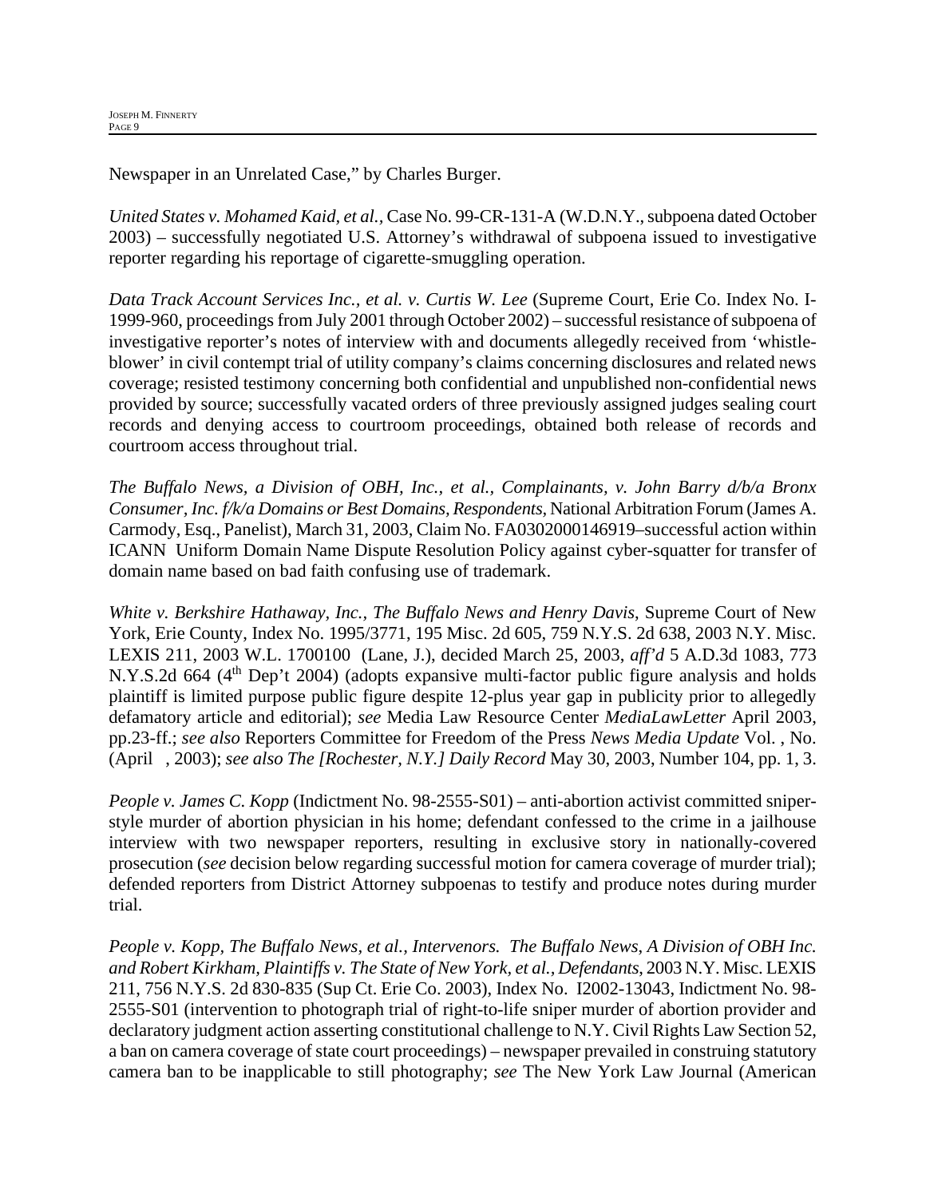Newspaper in an Unrelated Case," by Charles Burger.

*United States v. Mohamed Kaid, et al.*, Case No. 99-CR-131-A (W.D.N.Y., subpoena dated October 2003) – successfully negotiated U.S. Attorney's withdrawal of subpoena issued to investigative reporter regarding his reportage of cigarette-smuggling operation.

*Data Track Account Services Inc., et al. v. Curtis W. Lee* (Supreme Court, Erie Co. Index No. I-1999-960, proceedings from July 2001 through October 2002) – successful resistance of subpoena of investigative reporter's notes of interview with and documents allegedly received from 'whistle-blower' in civil contempt trial of utility company's claims concerning disclosures and related news coverage; resisted testimony concerning both confidential and unpublished non-confidential news provided by source; successfully vacated orders of three previously assigned judges sealing court records and denying access to courtroom proceedings, obtained both release of records and courtroom access throughout trial.

*The Buffalo News, a Division of OBH, Inc., et al., Complainants, v. John Barry d/b/a Bronx Consumer, Inc. f/k/a Domains or Best Domains, Respondents*, National Arbitration Forum (James A. Carmody, Esq., Panelist), March 31, 2003, Claim No. FA0302000146919–successful action within ICANN Uniform Domain Name Dispute Resolution Policy against cyber-squatter for transfer of domain name based on bad faith confusing use of trademark.

*White v. Berkshire Hathaway, Inc., The Buffalo News and Henry Davis*, Supreme Court of New York, Erie County, Index No. 1995/3771, 195 Misc. 2d 605, 759 N.Y.S. 2d 638, 2003 N.Y. Misc. LEXIS 211, 2003 W.L. 1700100 (Lane, J.), decided March 25, 2003, *aff'd* 5 A.D.3d 1083, 773 N.Y.S.2d 664 (4th Dep't 2004) (adopts expansive multi-factor public figure analysis and holds plaintiff is limited purpose public figure despite 12-plus year gap in publicity prior to allegedly defamatory article and editorial); *see* Media Law Resource Center *MediaLawLetter* April 2003, pp.23-ff.; *see also* Reporters Committee for Freedom of the Press *News Media Update* Vol. , No. (April , 2003); *see also The [Rochester, N.Y.] Daily Record* May 30, 2003, Number 104, pp. 1, 3.

*People v. James C. Kopp* (Indictment No. 98-2555-S01) – anti-abortion activist committed sniper-style murder of abortion physician in his home; defendant confessed to the crime in a jailhouse interview with two newspaper reporters, resulting in exclusive story in nationally-covered prosecution (*see* decision below regarding successful motion for camera coverage of murder trial); defended reporters from District Attorney subpoenas to testify and produce notes during murder trial.

*People v. Kopp, The Buffalo News, et al., Intervenors. The Buffalo News, A Division of OBH Inc. and Robert Kirkham, Plaintiffs v. The State of New York, et al., Defendants*, 2003 N.Y. Misc. LEXIS 211, 756 N.Y.S. 2d 830-835 (Sup Ct. Erie Co. 2003), Index No. I2002-13043, Indictment No. 98-2555-S01 (intervention to photograph trial of right-to-life sniper murder of abortion provider and declaratory judgment action asserting constitutional challenge to N.Y. Civil Rights Law Section 52, a ban on camera coverage of state court proceedings) – newspaper prevailed in construing statutory camera ban to be inapplicable to still photography; *see* The New York Law Journal (American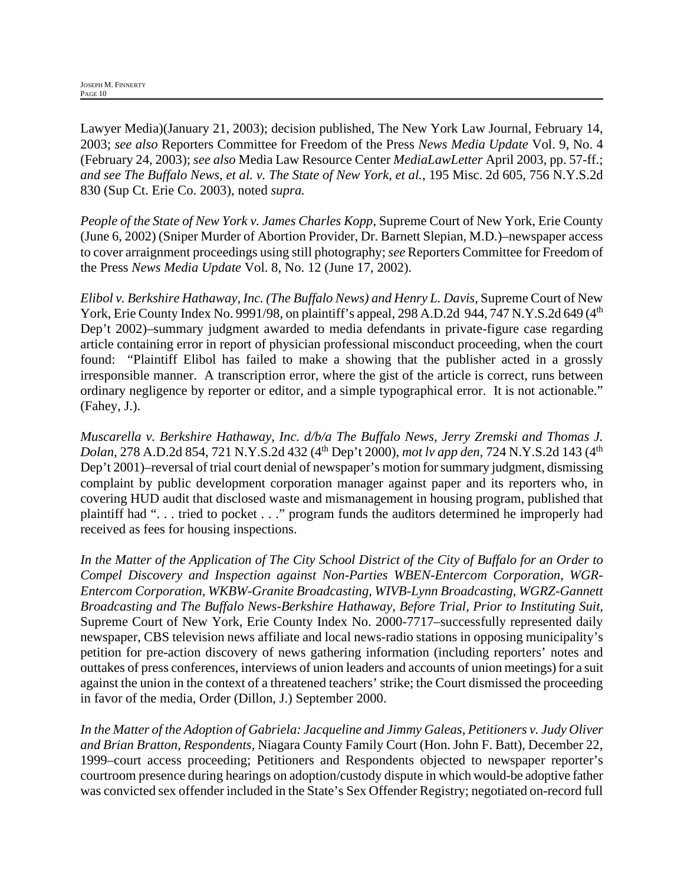Lawyer Media)(January 21, 2003); decision published, The New York Law Journal, February 14, 2003; *see also* Reporters Committee for Freedom of the Press *News Media Update* Vol. 9, No. 4 (February 24, 2003); *see also* Media Law Resource Center *MediaLawLetter* April 2003, pp. 57-ff.; *and see The Buffalo News, et al. v. The State of New York, et al.*, 195 Misc. 2d 605, 756 N.Y.S.2d 830 (Sup Ct. Erie Co. 2003), noted *supra.*

*People of the State of New York v. James Charles Kopp*, Supreme Court of New York, Erie County (June 6, 2002) (Sniper Murder of Abortion Provider, Dr. Barnett Slepian, M.D.)–newspaper access to cover arraignment proceedings using still photography; *see* Reporters Committee for Freedom of the Press *News Media Update* Vol. 8, No. 12 (June 17, 2002).

*Elibol v. Berkshire Hathaway, Inc. (The Buffalo News) and Henry L. Davis*, Supreme Court of New York, Erie County Index No. 9991/98, on plaintiff's appeal, 298 A.D.2d 944, 747 N.Y.S.2d 649 (4th Dep't 2002)–summary judgment awarded to media defendants in private-figure case regarding article containing error in report of physician professional misconduct proceeding, when the court found: "Plaintiff Elibol has failed to make a showing that the publisher acted in a grossly irresponsible manner. A transcription error, where the gist of the article is correct, runs between ordinary negligence by reporter or editor, and a simple typographical error. It is not actionable." (Fahey, J.).

*Muscarella v. Berkshire Hathaway, Inc. d/b/a The Buffalo News, Jerry Zremski and Thomas J. Dolan*, 278 A.D.2d 854, 721 N.Y.S.2d 432 (4th Dep't 2000), *mot lv app den*, 724 N.Y.S.2d 143 (4th Dep't 2001)–reversal of trial court denial of newspaper's motion for summary judgment, dismissing complaint by public development corporation manager against paper and its reporters who, in covering HUD audit that disclosed waste and mismanagement in housing program, published that plaintiff had ". . . tried to pocket . . ." program funds the auditors determined he improperly had received as fees for housing inspections.

*In the Matter of the Application of The City School District of the City of Buffalo for an Order to Compel Discovery and Inspection against Non-Parties WBEN-Entercom Corporation, WGR-Entercom Corporation, WKBW-Granite Broadcasting, WIVB-Lynn Broadcasting, WGRZ-Gannett Broadcasting and The Buffalo News-Berkshire Hathaway, Before Trial, Prior to Instituting Suit*, Supreme Court of New York, Erie County Index No. 2000-7717–successfully represented daily newspaper, CBS television news affiliate and local news-radio stations in opposing municipality's petition for pre-action discovery of news gathering information (including reporters' notes and outtakes of press conferences, interviews of union leaders and accounts of union meetings) for a suit against the union in the context of a threatened teachers' strike; the Court dismissed the proceeding in favor of the media, Order (Dillon, J.) September 2000.

*In the Matter of the Adoption of Gabriela: Jacqueline and Jimmy Galeas, Petitioners v. Judy Oliver and Brian Bratton, Respondents*, Niagara County Family Court (Hon. John F. Batt), December 22, 1999–court access proceeding; Petitioners and Respondents objected to newspaper reporter's courtroom presence during hearings on adoption/custody dispute in which would-be adoptive father was convicted sex offender included in the State's Sex Offender Registry; negotiated on-record full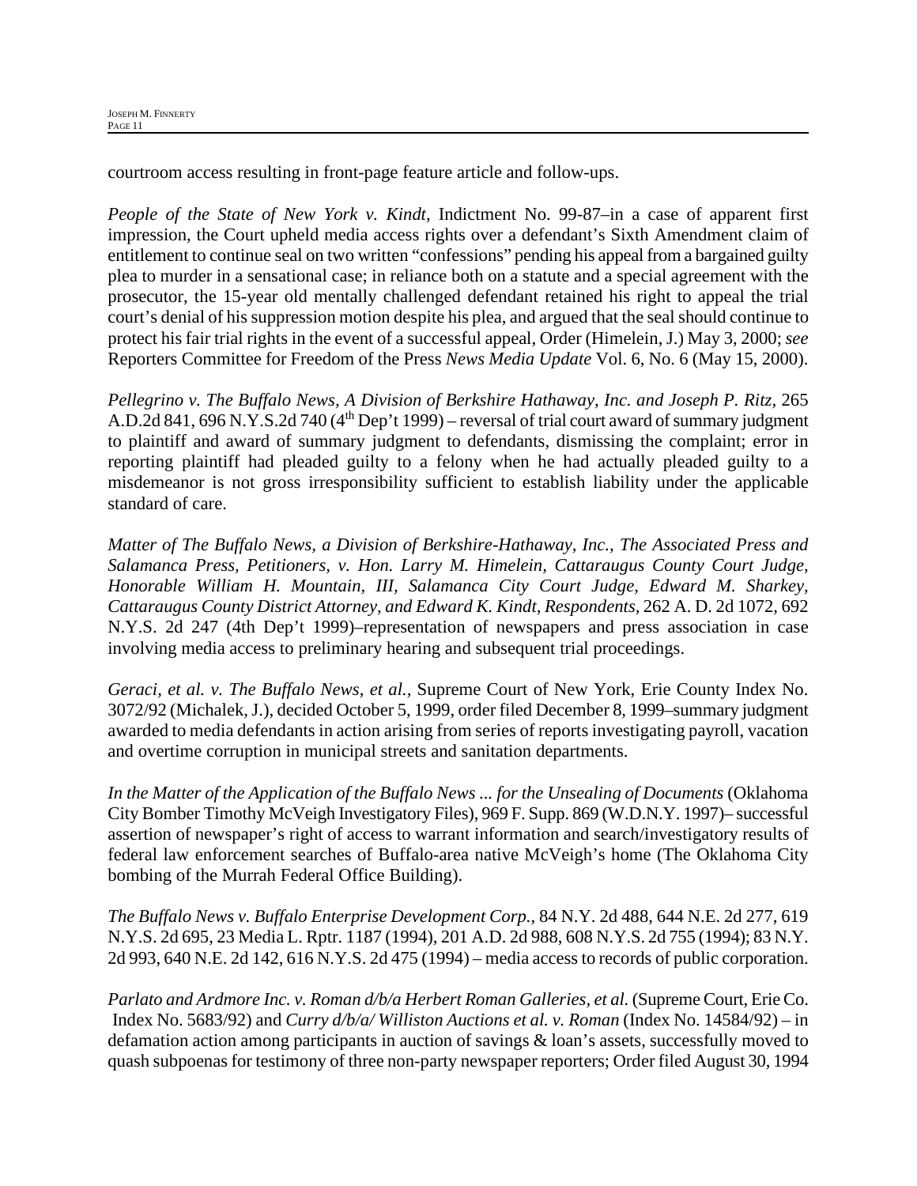courtroom access resulting in front-page feature article and follow-ups.

*People of the State of New York v. Kindt,* Indictment No. 99-87–in a case of apparent first impression, the Court upheld media access rights over a defendant's Sixth Amendment claim of entitlement to continue seal on two written "confessions" pending his appeal from a bargained guilty plea to murder in a sensational case; in reliance both on a statute and a special agreement with the prosecutor, the 15-year old mentally challenged defendant retained his right to appeal the trial court's denial of his suppression motion despite his plea, and argued that the seal should continue to protect his fair trial rights in the event of a successful appeal, Order (Himelein, J.) May 3, 2000; *see* Reporters Committee for Freedom of the Press *News Media Update* Vol. 6, No. 6 (May 15, 2000).

*Pellegrino v. The Buffalo News, A Division of Berkshire Hathaway, Inc. and Joseph P. Ritz,* 265 A.D.2d 841, 696 N.Y.S.2d 740 (4th Dep't 1999) – reversal of trial court award of summary judgment to plaintiff and award of summary judgment to defendants, dismissing the complaint; error in reporting plaintiff had pleaded guilty to a felony when he had actually pleaded guilty to a misdemeanor is not gross irresponsibility sufficient to establish liability under the applicable standard of care.

*Matter of The Buffalo News, a Division of Berkshire-Hathaway, Inc., The Associated Press and Salamanca Press, Petitioners, v. Hon. Larry M. Himelein, Cattaraugus County Court Judge, Honorable William H. Mountain, III, Salamanca City Court Judge, Edward M. Sharkey, Cattaraugus County District Attorney, and Edward K. Kindt, Respondents,* 262 A. D. 2d 1072, 692 N.Y.S. 2d 247 (4th Dep't 1999)–representation of newspapers and press association in case involving media access to preliminary hearing and subsequent trial proceedings.

*Geraci, et al. v. The Buffalo News, et al.,* Supreme Court of New York, Erie County Index No. 3072/92 (Michalek, J.), decided October 5, 1999, order filed December 8, 1999–summary judgment awarded to media defendants in action arising from series of reports investigating payroll, vacation and overtime corruption in municipal streets and sanitation departments.

*In the Matter of the Application of the Buffalo News ... for the Unsealing of Documents* (Oklahoma City Bomber Timothy McVeigh Investigatory Files), 969 F. Supp. 869 (W.D.N.Y. 1997)– successful assertion of newspaper's right of access to warrant information and search/investigatory results of federal law enforcement searches of Buffalo-area native McVeigh's home (The Oklahoma City bombing of the Murrah Federal Office Building).

*The Buffalo News v. Buffalo Enterprise Development Corp.*, 84 N.Y. 2d 488, 644 N.E. 2d 277, 619 N.Y.S. 2d 695, 23 Media L. Rptr. 1187 (1994), 201 A.D. 2d 988, 608 N.Y.S. 2d 755 (1994); 83 N.Y. 2d 993, 640 N.E. 2d 142, 616 N.Y.S. 2d 475 (1994) – media access to records of public corporation.

*Parlato and Ardmore Inc. v. Roman d/b/a Herbert Roman Galleries, et al.* (Supreme Court, Erie Co. Index No. 5683/92) and *Curry d/b/a/ Williston Auctions et al. v. Roman* (Index No. 14584/92) – in defamation action among participants in auction of savings & loan's assets, successfully moved to quash subpoenas for testimony of three non-party newspaper reporters; Order filed August 30, 1994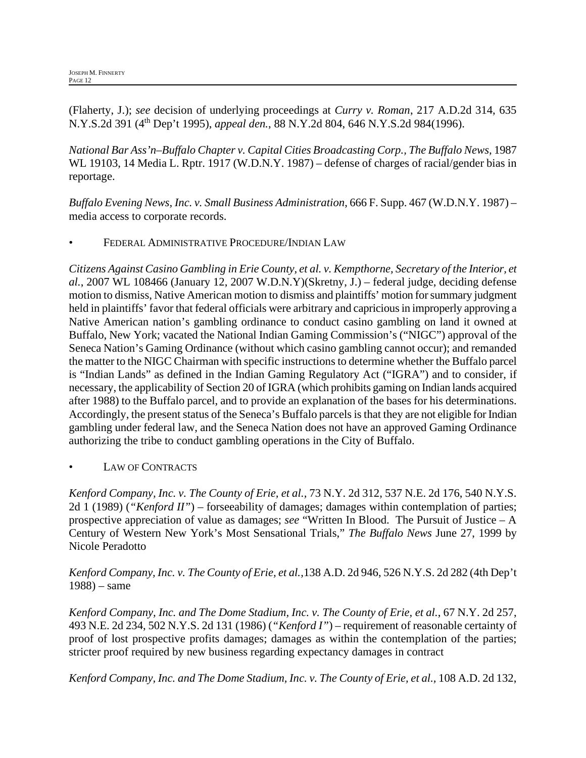(Flaherty, J.); *see* decision of underlying proceedings at *Curry v. Roman*, 217 A.D.2d 314, 635 N.Y.S.2d 391 (4th Dep't 1995), *appeal den.*, 88 N.Y.2d 804, 646 N.Y.S.2d 984(1996).

*National Bar Ass'n–Buffalo Chapter v. Capital Cities Broadcasting Corp., The Buffalo News*, 1987 WL 19103, 14 Media L. Rptr. 1917 (W.D.N.Y. 1987) – defense of charges of racial/gender bias in reportage.

*Buffalo Evening News, Inc. v. Small Business Administration*, 666 F. Supp. 467 (W.D.N.Y. 1987) – media access to corporate records.

- FEDERAL ADMINISTRATIVE PROCEDURE/INDIAN LAW

*Citizens Against Casino Gambling in Erie County, et al. v. Kempthorne, Secretary of the Interior, et al.*, 2007 WL 108466 (January 12, 2007 W.D.N.Y)(Skretny, J.) – federal judge, deciding defense motion to dismiss, Native American motion to dismiss and plaintiffs' motion for summary judgment held in plaintiffs' favor that federal officials were arbitrary and capricious in improperly approving a Native American nation's gambling ordinance to conduct casino gambling on land it owned at Buffalo, New York; vacated the National Indian Gaming Commission's ("NIGC") approval of the Seneca Nation's Gaming Ordinance (without which casino gambling cannot occur); and remanded the matter to the NIGC Chairman with specific instructions to determine whether the Buffalo parcel is "Indian Lands" as defined in the Indian Gaming Regulatory Act ("IGRA") and to consider, if necessary, the applicability of Section 20 of IGRA (which prohibits gaming on Indian lands acquired after 1988) to the Buffalo parcel, and to provide an explanation of the bases for his determinations. Accordingly, the present status of the Seneca's Buffalo parcels is that they are not eligible for Indian gambling under federal law, and the Seneca Nation does not have an approved Gaming Ordinance authorizing the tribe to conduct gambling operations in the City of Buffalo.

- LAW OF CONTRACTS

*Kenford Company, Inc. v. The County of Erie, et al.*, 73 N.Y. 2d 312, 537 N.E. 2d 176, 540 N.Y.S. 2d 1 (1989) (*"Kenford II"*) – forseeability of damages; damages within contemplation of parties; prospective appreciation of value as damages; *see* "Written In Blood. The Pursuit of Justice – A Century of Western New York's Most Sensational Trials," *The Buffalo News* June 27, 1999 by Nicole Peradotto

*Kenford Company, Inc. v. The County of Erie, et al.*,138 A.D. 2d 946, 526 N.Y.S. 2d 282 (4th Dep't 1988) – same

*Kenford Company, Inc. and The Dome Stadium, Inc. v. The County of Erie, et al.*, 67 N.Y. 2d 257, 493 N.E. 2d 234, 502 N.Y.S. 2d 131 (1986) (*"Kenford I"*) – requirement of reasonable certainty of proof of lost prospective profits damages; damages as within the contemplation of the parties; stricter proof required by new business regarding expectancy damages in contract

*Kenford Company, Inc. and The Dome Stadium, Inc. v. The County of Erie, et al.*, 108 A.D. 2d 132,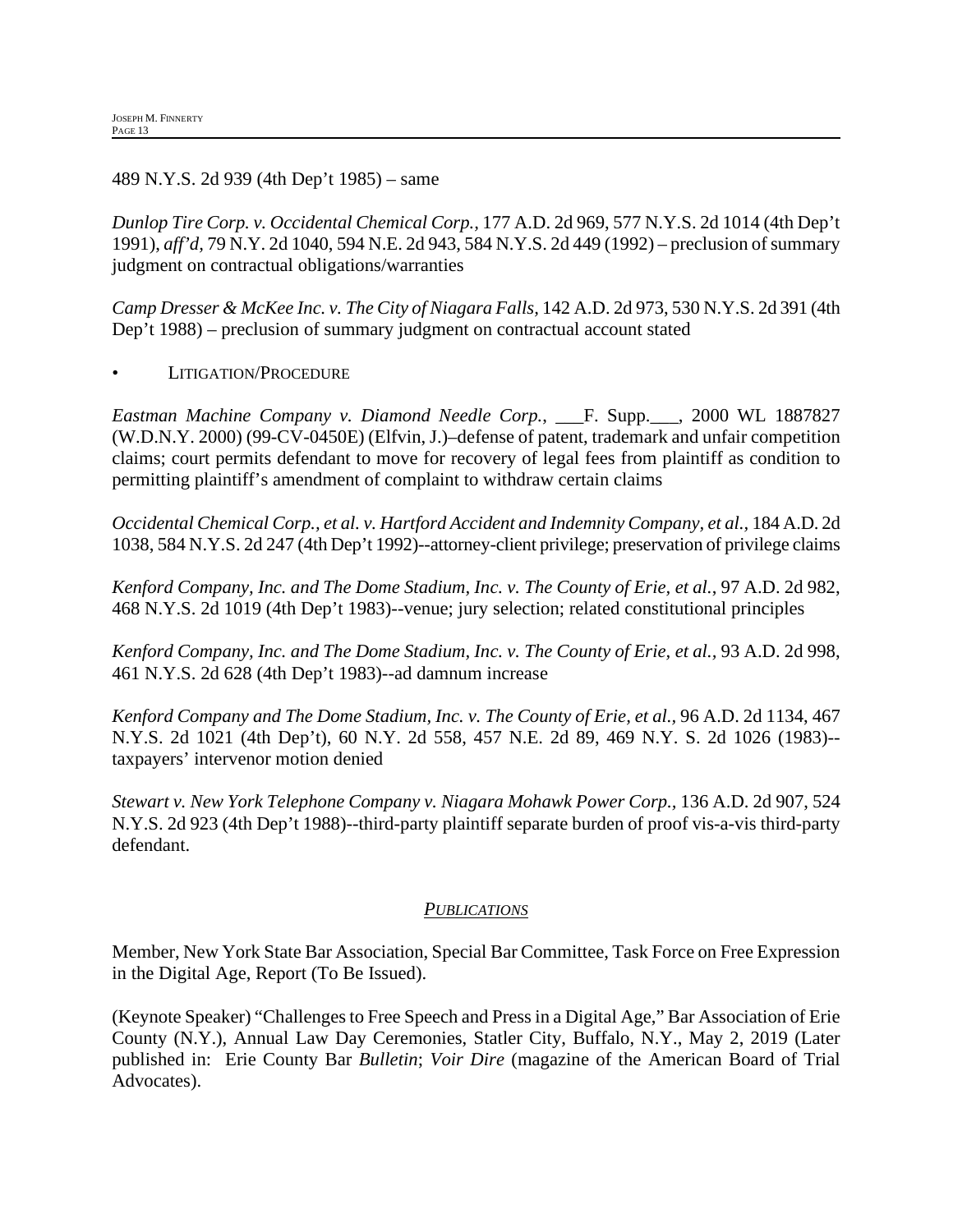489 N.Y.S. 2d 939 (4th Dep't 1985) – same

*Dunlop Tire Corp. v. Occidental Chemical Corp.*, 177 A.D. 2d 969, 577 N.Y.S. 2d 1014 (4th Dep't 1991), *aff'd*, 79 N.Y. 2d 1040, 594 N.E. 2d 943, 584 N.Y.S. 2d 449 (1992) – preclusion of summary judgment on contractual obligations/warranties

*Camp Dresser & McKee Inc. v. The City of Niagara Falls*, 142 A.D. 2d 973, 530 N.Y.S. 2d 391 (4th Dep't 1988) – preclusion of summary judgment on contractual account stated

- LITIGATION/PROCEDURE

*Eastman Machine Company v. Diamond Needle Corp.*, ___F. Supp.___, 2000 WL 1887827 (W.D.N.Y. 2000) (99-CV-0450E) (Elfvin, J.)–defense of patent, trademark and unfair competition claims; court permits defendant to move for recovery of legal fees from plaintiff as condition to permitting plaintiff's amendment of complaint to withdraw certain claims

*Occidental Chemical Corp., et al. v. Hartford Accident and Indemnity Company, et al.*, 184 A.D. 2d 1038, 584 N.Y.S. 2d 247 (4th Dep't 1992)--attorney-client privilege; preservation of privilege claims

*Kenford Company, Inc. and The Dome Stadium, Inc. v. The County of Erie, et al.*, 97 A.D. 2d 982, 468 N.Y.S. 2d 1019 (4th Dep't 1983)--venue; jury selection; related constitutional principles

*Kenford Company, Inc. and The Dome Stadium, Inc. v. The County of Erie, et al.*, 93 A.D. 2d 998, 461 N.Y.S. 2d 628 (4th Dep't 1983)--ad damnum increase

*Kenford Company and The Dome Stadium, Inc. v. The County of Erie, et al.*, 96 A.D. 2d 1134, 467 N.Y.S. 2d 1021 (4th Dep't), 60 N.Y. 2d 558, 457 N.E. 2d 89, 469 N.Y. S. 2d 1026 (1983)--taxpayers' intervenor motion denied

*Stewart v. New York Telephone Company v. Niagara Mohawk Power Corp.*, 136 A.D. 2d 907, 524 N.Y.S. 2d 923 (4th Dep't 1988)--third-party plaintiff separate burden of proof vis-a-vis third-party defendant.

## *PUBLICATIONS*

Member, New York State Bar Association, Special Bar Committee, Task Force on Free Expression in the Digital Age, Report (To Be Issued).

(Keynote Speaker) "Challenges to Free Speech and Press in a Digital Age," Bar Association of Erie County (N.Y.), Annual Law Day Ceremonies, Statler City, Buffalo, N.Y., May 2, 2019 (Later published in: Erie County Bar *Bulletin*; *Voir Dire* (magazine of the American Board of Trial Advocates).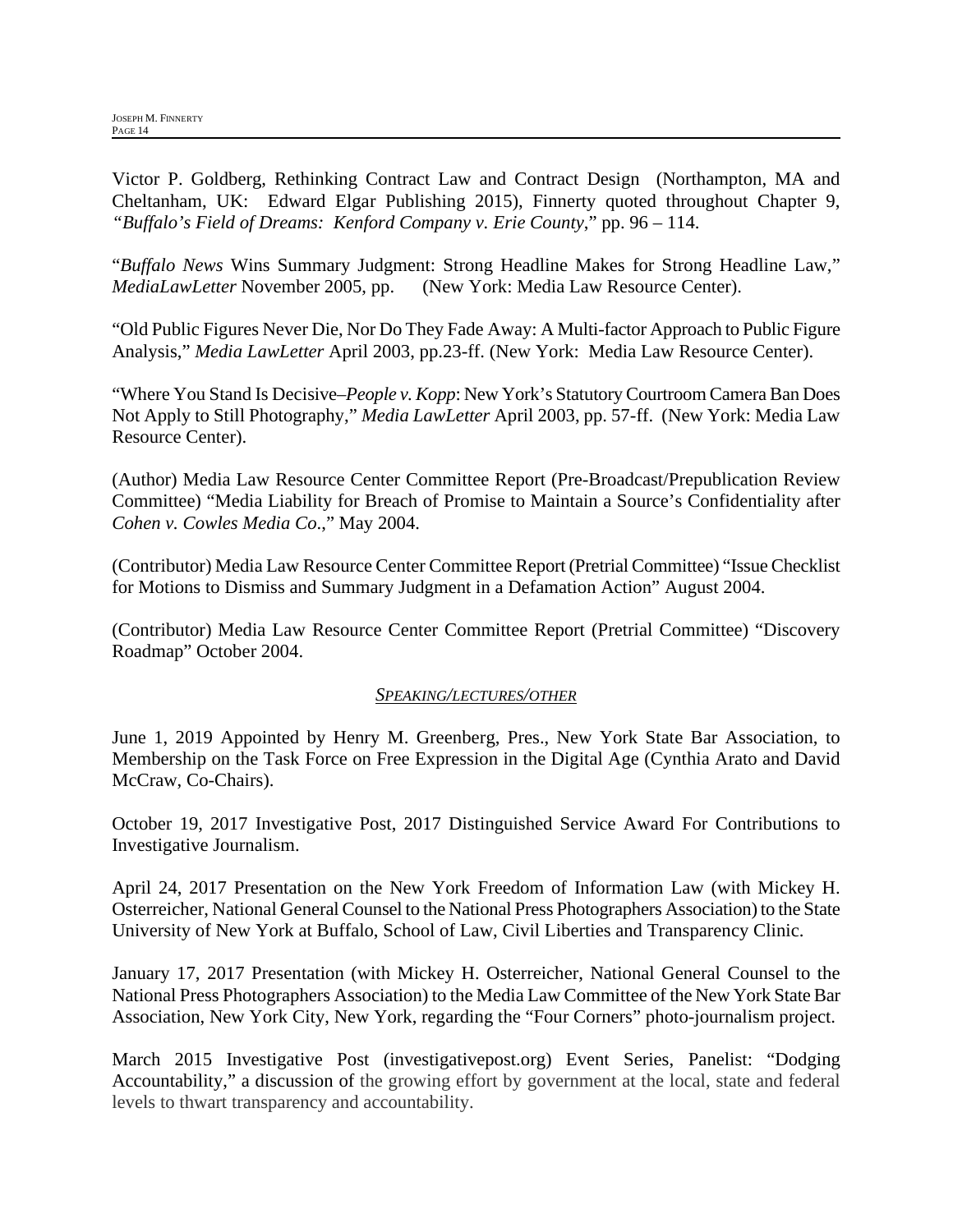Victor P. Goldberg, Rethinking Contract Law and Contract Design (Northampton, MA and Cheltanham, UK: Edward Elgar Publishing 2015), Finnerty quoted throughout Chapter 9, *"Buffalo's Field of Dreams: Kenford Company v. Erie County*," pp. 96 – 114.

"*Buffalo News* Wins Summary Judgment: Strong Headline Makes for Strong Headline Law," *MediaLawLetter* November 2005, pp. (New York: Media Law Resource Center).

"Old Public Figures Never Die, Nor Do They Fade Away: A Multi-factor Approach to Public Figure Analysis," *Media LawLetter* April 2003, pp.23-ff. (New York: Media Law Resource Center).

"Where You Stand Is Decisive–*People v. Kopp*: New York's Statutory Courtroom Camera Ban Does Not Apply to Still Photography," *Media LawLetter* April 2003, pp. 57-ff. (New York: Media Law Resource Center).

(Author) Media Law Resource Center Committee Report (Pre-Broadcast/Prepublication Review Committee) "Media Liability for Breach of Promise to Maintain a Source's Confidentiality after *Cohen v. Cowles Media Co*.," May 2004.

(Contributor) Media Law Resource Center Committee Report (Pretrial Committee) "Issue Checklist for Motions to Dismiss and Summary Judgment in a Defamation Action" August 2004.

(Contributor) Media Law Resource Center Committee Report (Pretrial Committee) "Discovery Roadmap" October 2004.

## *SPEAKING/LECTURES/OTHER*

June 1, 2019 Appointed by Henry M. Greenberg, Pres., New York State Bar Association, to Membership on the Task Force on Free Expression in the Digital Age (Cynthia Arato and David McCraw, Co-Chairs).

October 19, 2017 Investigative Post, 2017 Distinguished Service Award For Contributions to Investigative Journalism.

April 24, 2017 Presentation on the New York Freedom of Information Law (with Mickey H. Osterreicher, National General Counsel to the National Press Photographers Association) to the State University of New York at Buffalo, School of Law, Civil Liberties and Transparency Clinic.

January 17, 2017 Presentation (with Mickey H. Osterreicher, National General Counsel to the National Press Photographers Association) to the Media Law Committee of the New York State Bar Association, New York City, New York, regarding the "Four Corners" photo-journalism project.

March 2015 Investigative Post (investigativepost.org) Event Series, Panelist: "Dodging Accountability," a discussion of the growing effort by government at the local, state and federal levels to thwart transparency and accountability.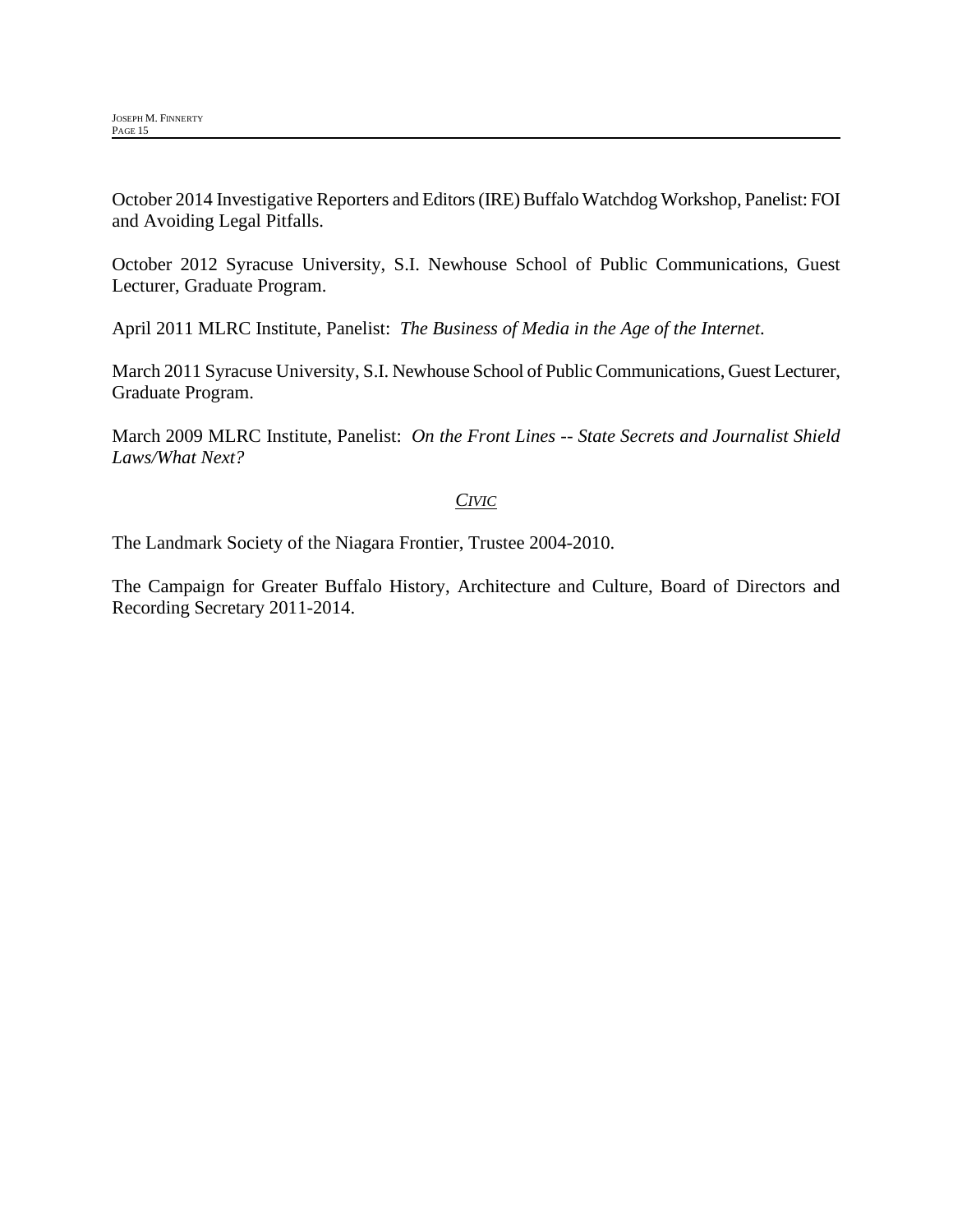October 2014 Investigative Reporters and Editors (IRE) Buffalo Watchdog Workshop, Panelist: FOI and Avoiding Legal Pitfalls.

October 2012 Syracuse University, S.I. Newhouse School of Public Communications, Guest Lecturer, Graduate Program.

April 2011 MLRC Institute, Panelist: *The Business of Media in the Age of the Internet*.

March 2011 Syracuse University, S.I. Newhouse School of Public Communications, Guest Lecturer, Graduate Program.

March 2009 MLRC Institute, Panelist: *On the Front Lines -- State Secrets and Journalist Shield Laws/What Next?*

*CIVIC*

The Landmark Society of the Niagara Frontier, Trustee 2004-2010.

The Campaign for Greater Buffalo History, Architecture and Culture, Board of Directors and Recording Secretary 2011-2014.